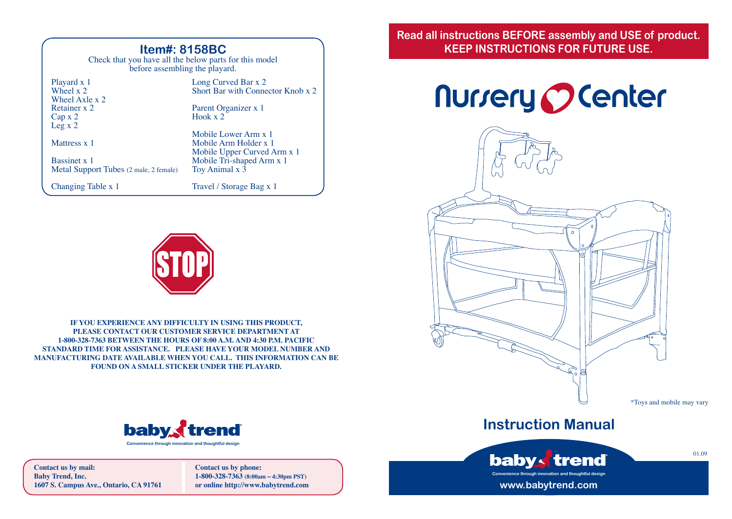## Item#: 8158BC

Check that you have all the below parts for this model before assembling the playard.

| | |
|---|---|
| Playard x 1 | Long Curved Bar x 2 |
| Wheel x 2 | Short Bar with Connector Knob x 2 |
| Wheel Axle x 2 | |
| Retainer x 2 | Parent Organizer x 1 |
| Cap x 2 | Hook x 2 |
| Leg x 2 | |
| | Mobile Lower Arm x 1 |
| Mattress x 1 | Mobile Arm Holder x 1 |
| | Mobile Upper Curved Arm x 1 |
| Bassinet x 1 | Mobile Tri-shaped Arm x 1 |
| Metal Support Tubes (2 male, 2 female) | Toy Animal x 3 |
| Changing Table x 1 | Travel / Storage Bag x 1 |

STOP

**IF YOU EXPERIENCE ANY DIFFICULTY IN USING THIS PRODUCT, PLEASE CONTACT OUR CUSTOMER SERVICE DEPARTMENT AT 1-800-328-7363 BETWEEN THE HOURS OF 8:00 A.M. AND 4:30 P.M. PACIFIC STANDARD TIME FOR ASSISTANCE. PLEASE HAVE YOUR MODEL NUMBER AND MANUFACTURING DATE AVAILABLE WHEN YOU CALL. THIS INFORMATION CAN BE FOUND ON A SMALL STICKER UNDER THE PLAYARD.**

baby trend

Convenience through innovation and thoughtful design

**Contact us by mail:**
**Baby Trend, Inc.**
**1607 S. Campus Ave., Ontario, CA 91761**

**Contact us by phone:**
**1-800-328-7363 (8:00am ~ 4:30pm PST)**
**or online http://www.babytrend.com**

**Read all instructions BEFORE assembly and USE of product. KEEP INSTRUCTIONS FOR FUTURE USE.**

# Nursery Center

*Toys and mobile may vary

## Instruction Manual

baby trend

Convenience through innovation and thoughtful design

www.babytrend.com

01.09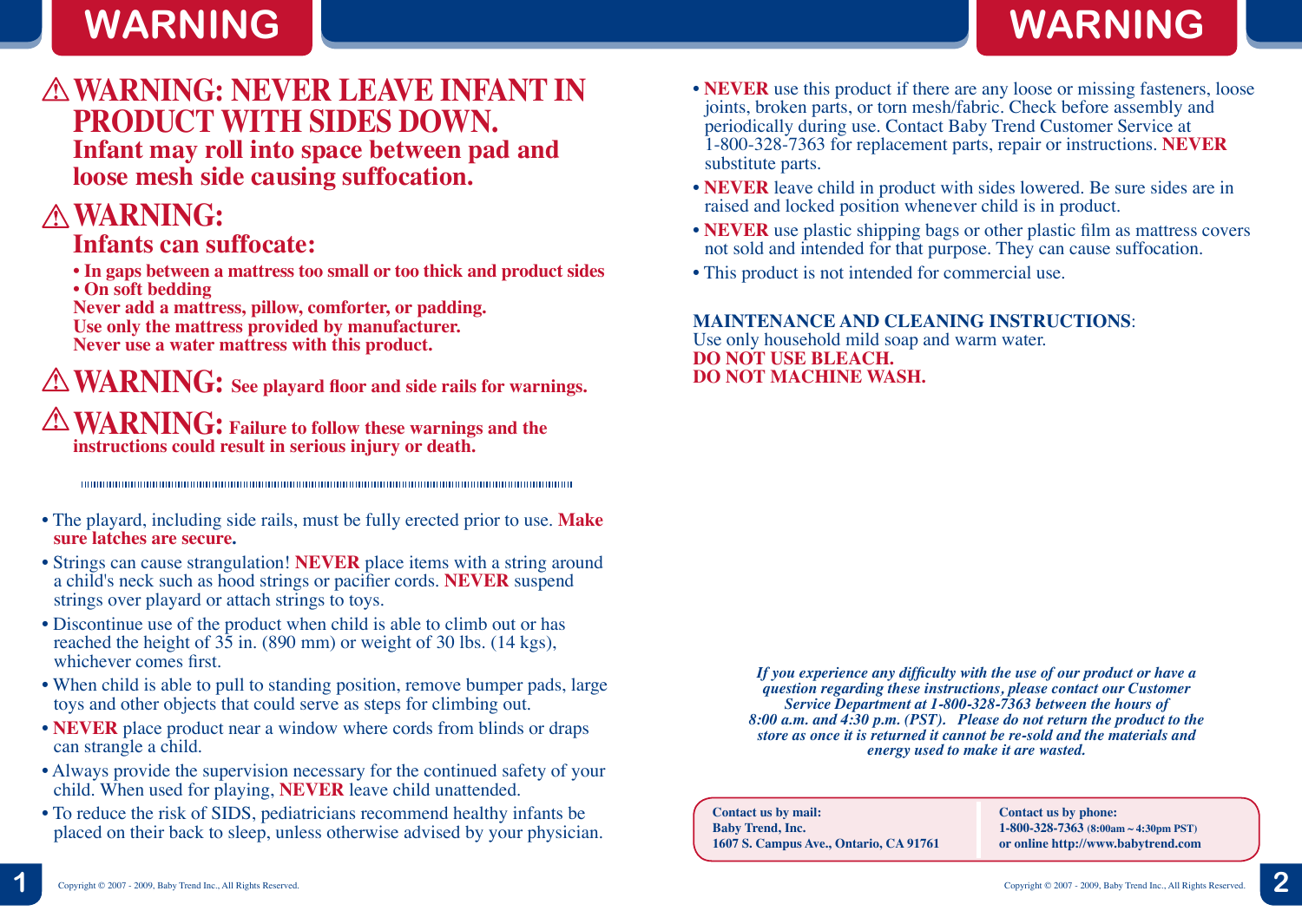# WARNING

## ⚠ WARNING: NEVER LEAVE INFANT IN PRODUCT WITH SIDES DOWN.

**Infant may roll into space between pad and loose mesh side causing suffocation.**

## ⚠ WARNING:

**Infants can suffocate:**

- **In gaps between a mattress too small or too thick and product sides**
- **On soft bedding**

**Never add a mattress, pillow, comforter, or padding.**
**Use only the mattress provided by manufacturer.**
**Never use a water mattress with this product.**

## ⚠ WARNING: See playard floor and side rails for warnings.

## ⚠ WARNING: Failure to follow these warnings and the instructions could result in serious injury or death.

- The playard, including side rails, must be fully erected prior to use. **Make sure latches are secure.**
- Strings can cause strangulation! **NEVER** place items with a string around a child's neck such as hood strings or pacifier cords. **NEVER** suspend strings over playard or attach strings to toys.
- Discontinue use of the product when child is able to climb out or has reached the height of 35 in. (890 mm) or weight of 30 lbs. (14 kgs), whichever comes first.
- When child is able to pull to standing position, remove bumper pads, large toys and other objects that could serve as steps for climbing out.
- **NEVER** place product near a window where cords from blinds or draps can strangle a child.
- Always provide the supervision necessary for the continued safety of your child. When used for playing, **NEVER** leave child unattended.
- To reduce the risk of SIDS, pediatricians recommend healthy infants be placed on their back to sleep, unless otherwise advised by your physician.
- **NEVER** use this product if there are any loose or missing fasteners, loose joints, broken parts, or torn mesh/fabric. Check before assembly and periodically during use. Contact Baby Trend Customer Service at 1-800-328-7363 for replacement parts, repair or instructions. **NEVER** substitute parts.
- **NEVER** leave child in product with sides lowered. Be sure sides are in raised and locked position whenever child is in product.
- **NEVER** use plastic shipping bags or other plastic film as mattress covers not sold and intended for that purpose. They can cause suffocation.
- This product is not intended for commercial use.

**MAINTENANCE AND CLEANING INSTRUCTIONS**:
Use only household mild soap and warm water.
**DO NOT USE BLEACH.**
**DO NOT MACHINE WASH.**

***If you experience any difficulty with the use of our product or have a question regarding these instructions, please contact our Customer Service Department at 1-800-328-7363 between the hours of 8:00 a.m. and 4:30 p.m. (PST). Please do not return the product to the store as once it is returned it cannot be re-sold and the materials and energy used to make it are wasted.***

**Contact us by mail:**
**Baby Trend, Inc.**
**1607 S. Campus Ave., Ontario, CA 91761**

**Contact us by phone:**
**1-800-328-7363** (8:00am ~ 4:30pm PST)
**or online http://www.babytrend.com**

Copyright © 2007 - 2009, Baby Trend Inc., All Rights Reserved.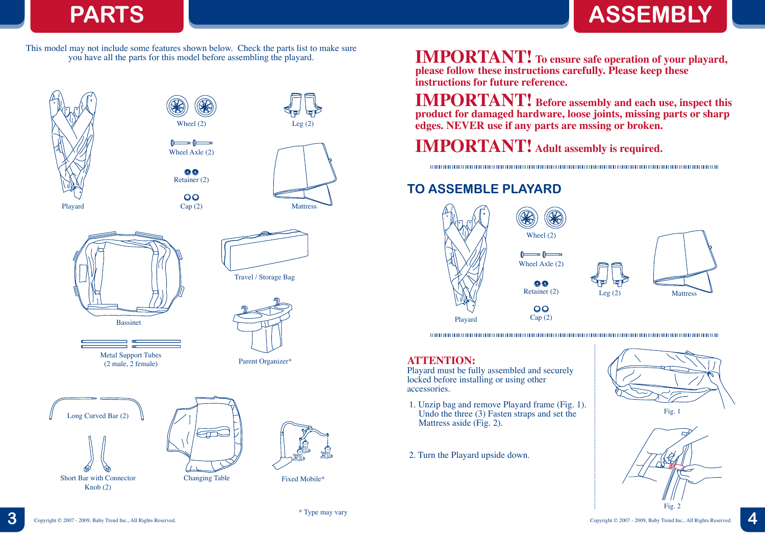# PARTS

This model may not include some features shown below. Check the parts list to make sure you have all the parts for this model before assembling the playard.

Playard

Wheel (2)

Leg (2)

Wheel Axle (2)

Retainer (2)

Cap (2)

Mattress

Bassinet

Travel / Storage Bag

Metal Support Tubes (2 male, 2 female)

Parent Organizer*

Long Curved Bar (2)

Short Bar with Connector Knob (2)

Changing Table

Fixed Mobile*

\* Type may vary

Copyright © 2007 - 2009, Baby Trend Inc., All Rights Reserved.

# ASSEMBLY

**IMPORTANT! To ensure safe operation of your playard, please follow these instructions carefully. Please keep these instructions for future reference.**

**IMPORTANT! Before assembly and each use, inspect this product for damaged hardware, loose joints, missing parts or sharp edges. NEVER use if any parts are mssing or broken.**

**IMPORTANT! Adult assembly is required.**

## TO ASSEMBLE PLAYARD

Playard

Wheel (2)

Wheel Axle (2)

Retainer (2)

Cap (2)

Leg (2)

Mattress

**ATTENTION:**
Playard must be fully assembled and securely locked before installing or using other accessories.

1. Unzip bag and remove Playard frame (Fig. 1). Undo the three (3) Fasten straps and set the Mattress aside (Fig. 2).

2. Turn the Playard upside down.

Fig. 1

Fig. 2

Copyright © 2007 - 2009, Baby Trend Inc., All Rights Reserved.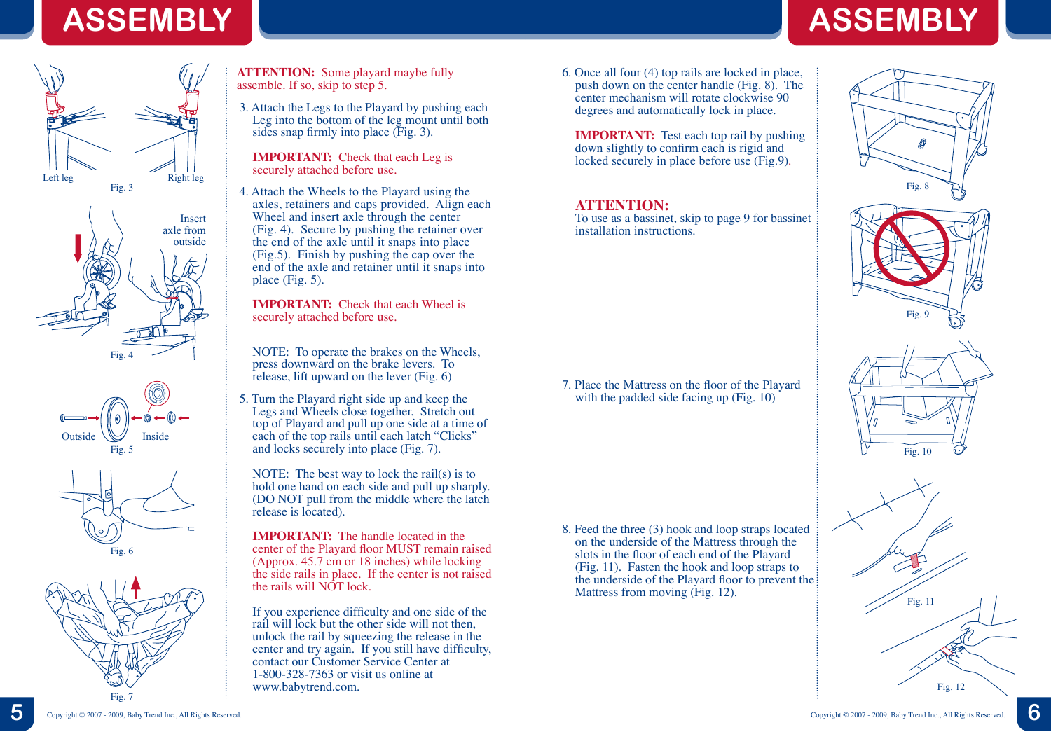# ASSEMBLY

Left leg

Right leg

Fig. 3

Insert axle from outside

Fig. 4

Outside

Inside

Fig. 5

Fig. 6

Fig. 7

**ATTENTION:** Some playard maybe fully assemble. If so, skip to step 5.

3. Attach the Legs to the Playard by pushing each Leg into the bottom of the leg mount until both sides snap firmly into place (Fig. 3).

   **IMPORTANT:** Check that each Leg is securely attached before use.

4. Attach the Wheels to the Playard using the axles, retainers and caps provided. Align each Wheel and insert axle through the outside (Fig. 4). Secure by pushing the retainer over the end of the axle until it snaps into place (Fig.5). Finish by pushing the cap over the end of the axle and retainer until it snaps into place (Fig. 5).

   **IMPORTANT:** Check that each Wheel is securely attached before use.

   NOTE: To operate the brakes on the Wheels, press downward on the brake levers. To release, lift upward on the lever (Fig. 6)

5. Turn the Playard right side up and keep the Legs and Wheels close together. Stretch out top of Playard and pull up one side at a time of each of the top rails until each latch "Clicks" and locks securely into place (Fig. 7).

   NOTE: The best way to lock the rail(s) is to hold one hand on each side and pull up sharply. (DO NOT pull from the middle where the latch release is located).

   **IMPORTANT:** The handle located in the center of the Playard floor MUST remain raised (Approx. 45.7 cm or 18 inches) while locking the side rails in place. If the center is not raised the rails will NOT lock.

   If you experience difficulty and one side of the rail will lock but the other side will not then, unlock the rail by squeezing the release in the center and try again. If you still have difficulty, contact our Customer Service Center at 1-800-328-7363 or visit us online at www.babytrend.com.

# ASSEMBLY

6. Once all four (4) top rails are locked in place, push down on the center handle (Fig. 8). The center mechanism will rotate clockwise 90 degrees and automatically lock in place.

   **IMPORTANT:** Test each top rail by pushing down slightly to confirm each is rigid and locked securely in place before use (Fig.9).

## ATTENTION:

To use as a bassinet, skip to page 9 for bassinet installation instructions.

7. Place the Mattress on the floor of the Playard with the padded side facing up (Fig. 10)

8. Feed the three (3) hook and loop straps located on the underside of the Mattress through the slots in the floor of each end of the Playard (Fig. 11). Fasten the hook and loop straps to the underside of the Playard floor to prevent the Mattress from moving (Fig. 12).

Fig. 8

Fig. 9

Fig. 10

Fig. 11

Fig. 12

Copyright © 2007 - 2009, Baby Trend Inc., All Rights Reserved.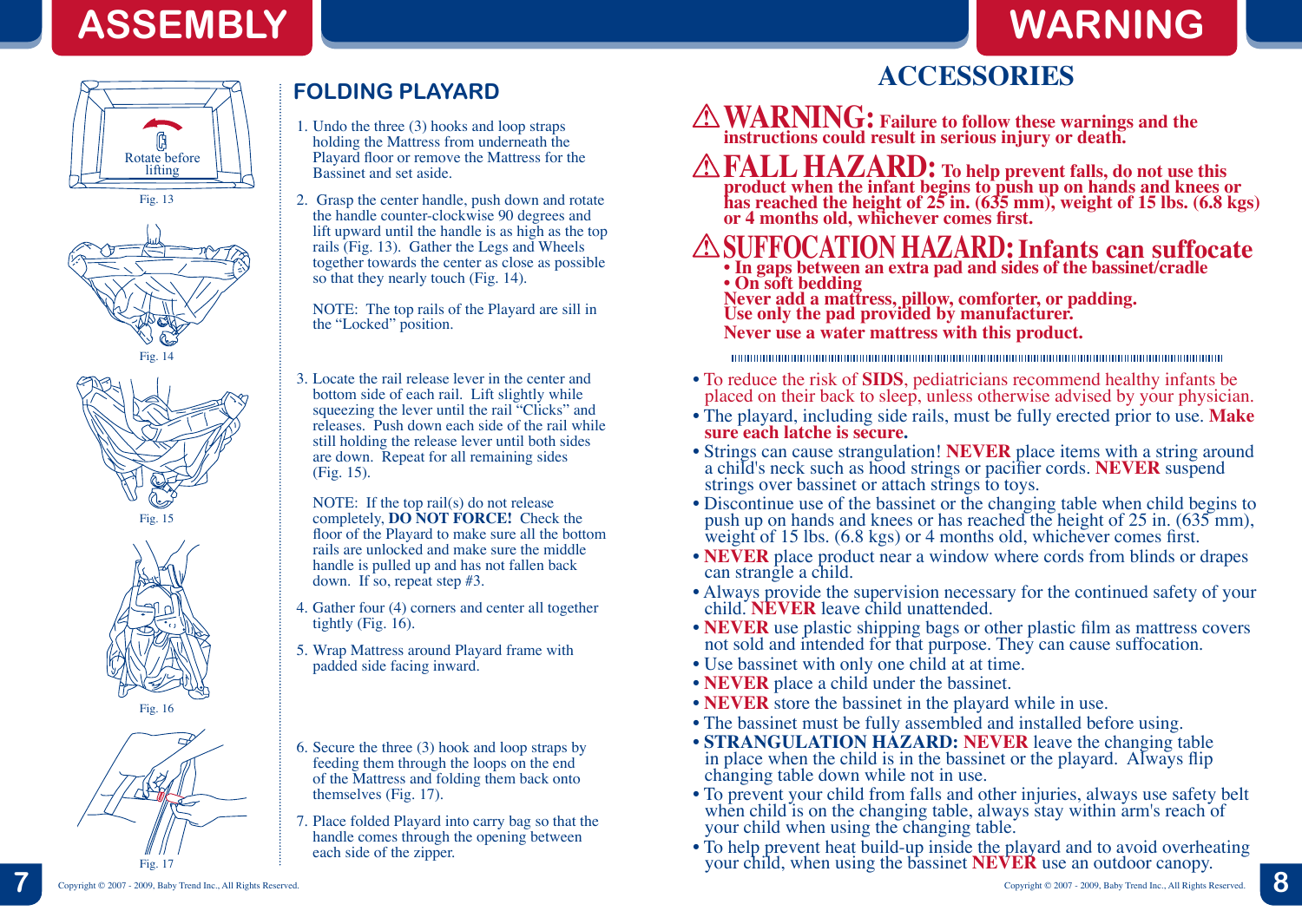# ASSEMBLY

Rotate before lifting

Fig. 13

Fig. 14

Fig. 15

Fig. 16

Fig. 17

## FOLDING PLAYARD

1. Undo the three (3) hooks and loop straps holding the Mattress from underneath the Playard floor or remove the Mattress for the Bassinet and set aside.

2. Grasp the center handle, push down and rotate the handle counter-clockwise 90 degrees and lift upward until the handle is as high as the top rails (Fig. 13). Gather the Legs and Wheels together towards the center as close as possible so that they nearly touch (Fig. 14).

   NOTE: The top rails of the Playard are sill in the "Locked" position.

3. Locate the rail release lever in the center and bottom side of each rail. Lift slightly while squeezing the lever until the rail "Clicks" and releases. Push down each side of the rail while still holding the release lever until both sides are down. Repeat for all remaining sides (Fig. 15).

   NOTE: If the top rail(s) do not release completely, **DO NOT FORCE!** Check the floor of the Playard to make sure all the bottom rails are unlocked and make sure the middle handle is pulled up and has not fallen back down. If so, repeat step #3.

4. Gather four (4) corners and center all together tightly (Fig. 16).

5. Wrap Mattress around Playard frame with padded side facing inward.

6. Secure the three (3) hook and loop straps by feeding them through the loops on the end of the Mattress and folding them back onto themselves (Fig. 17).

7. Place folded Playard into carry bag so that the handle comes through the opening between each side of the zipper.

Copyright © 2007 - 2009, Baby Trend Inc., All Rights Reserved.

# WARNING

## ACCESSORIES

⚠ **WARNING: Failure to follow these warnings and the instructions could result in serious injury or death.**

⚠ **FALL HAZARD: To help prevent falls, do not use this product when the infant begins to push up on hands and knees or has reached the height of 25 in. (635 mm), weight of 15 lbs. (6.8 kgs) or 4 months old, whichever comes first.**

⚠ **SUFFOCATION HAZARD: Infants can suffocate**
- **In gaps between an extra pad and sides of the bassinet/cradle**
- **On soft bedding**

**Never add a mattress, pillow, comforter, or padding. Use only the pad provided by manufacturer.**
**Never use a water mattress with this product.**

- To reduce the risk of **SIDS**, pediatricians recommend healthy infants be placed on their back to sleep, unless otherwise advised by your physician.
- The playard, including side rails, must be fully erected prior to use. **Make sure each latche is secure.**
- Strings can cause strangulation! **NEVER** place items with a string around a child's neck such as hood strings or pacifier cords. **NEVER** suspend strings over bassinet or attach strings to toys.
- Discontinue use of the bassinet or the changing table when child begins to push up on hands and knees or has reached the height of 25 in. (635 mm), weight of 15 lbs. (6.8 kgs) or 4 months old, whichever comes first.
- **NEVER** place product near a window where cords from blinds or drapes can strangle a child.
- Always provide the supervision necessary for the continued safety of your child. **NEVER** leave child unattended.
- **NEVER** use plastic shipping bags or other plastic film as mattress covers not sold and intended for that purpose. They can cause suffocation.
- Use bassinet with only one child at at time.
- **NEVER** place a child under the bassinet.
- **NEVER** store the bassinet in the playard while in use.
- The bassinet must be fully assembled and installed before using.
- **STRANGULATION HAZARD: NEVER** leave the changing table in place when the child is in the bassinet or the playard. Always flip changing table down while not in use.
- To prevent your child from falls and other injuries, always use safety belt when child is on the changing table, always stay within arm's reach of your child when using the changing table.
- To help prevent heat build-up inside the playard and to avoid overheating your child, when using the bassinet **NEVER** use an outdoor canopy.

Copyright © 2007 - 2009, Baby Trend Inc., All Rights Reserved.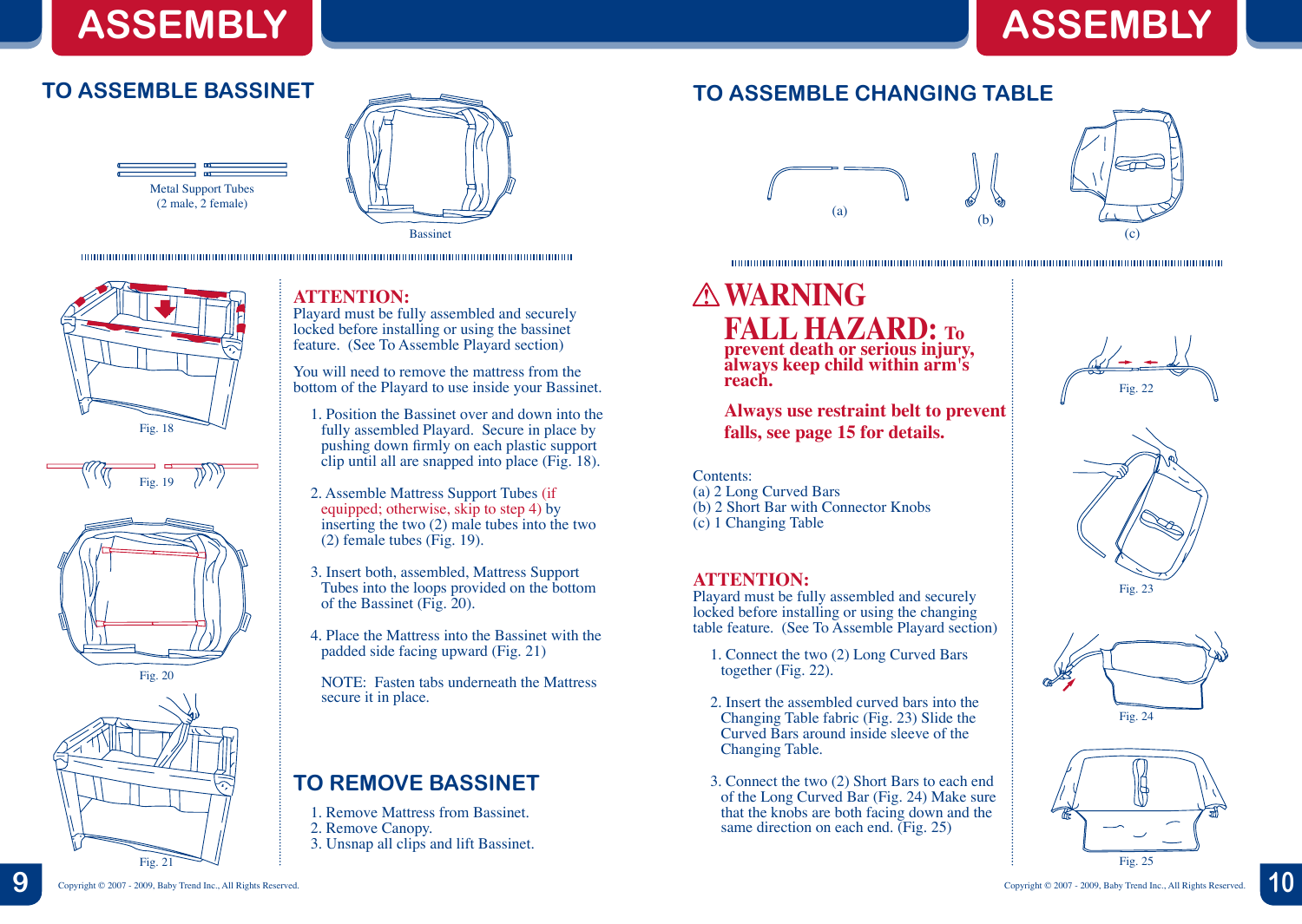# ASSEMBLY

## TO ASSEMBLE BASSINET

Metal Support Tubes
(2 male, 2 female)

Bassinet

Fig. 18

Fig. 19

Fig. 20

Fig. 21

**ATTENTION:**
Playard must be fully assembled and securely locked before installing or using the bassinet feature. (See To Assemble Playard section)

You will need to remove the mattress from the bottom of the Playard to use inside your Bassinet.

1. Position the Bassinet over and down into the fully assembled Playard. Secure in place by pushing down firmly on each plastic support clip until all are snapped into place (Fig. 18).

2. Assemble Mattress Support Tubes (if equipped; otherwise, skip to step 4) by inserting the two (2) male tubes into the two (2) female tubes (Fig. 19).

3. Insert both, assembled, Mattress Support Tubes into the loops provided on the bottom of the Bassinet (Fig. 20).

4. Place the Mattress into the Bassinet with the padded side facing upward (Fig. 21)

   NOTE: Fasten tabs underneath the Mattress secure it in place.

## TO REMOVE BASSINET

1. Remove Mattress from Bassinet.
2. Remove Canopy.
3. Unsnap all clips and lift Bassinet.

Copyright © 2007 - 2009, Baby Trend Inc., All Rights Reserved.

# ASSEMBLY

## TO ASSEMBLE CHANGING TABLE

(a) (b) (c)

**⚠ WARNING**
**FALL HAZARD: To prevent death or serious injury, always keep child within arm's reach.**

**Always use restraint belt to prevent falls, see page 15 for details.**

Contents:
(a) 2 Long Curved Bars
(b) 2 Short Bar with Connector Knobs
(c) 1 Changing Table

**ATTENTION:**
Playard must be fully assembled and securely locked before installing or using the changing table feature. (See To Assemble Playard section)

1. Connect the two (2) Long Curved Bars together (Fig. 22).

2. Insert the assembled curved bars into the Changing Table fabric (Fig. 23) Slide the Curved Bars around inside sleeve of the Changing Table.

3. Connect the two (2) Short Bars to each end of the Long Curved Bar (Fig. 24) Make sure that the knobs are both facing down and the same direction on each end. (Fig. 25)

Fig. 22

Fig. 23

Fig. 24

Fig. 25

Copyright © 2007 - 2009, Baby Trend Inc., All Rights Reserved.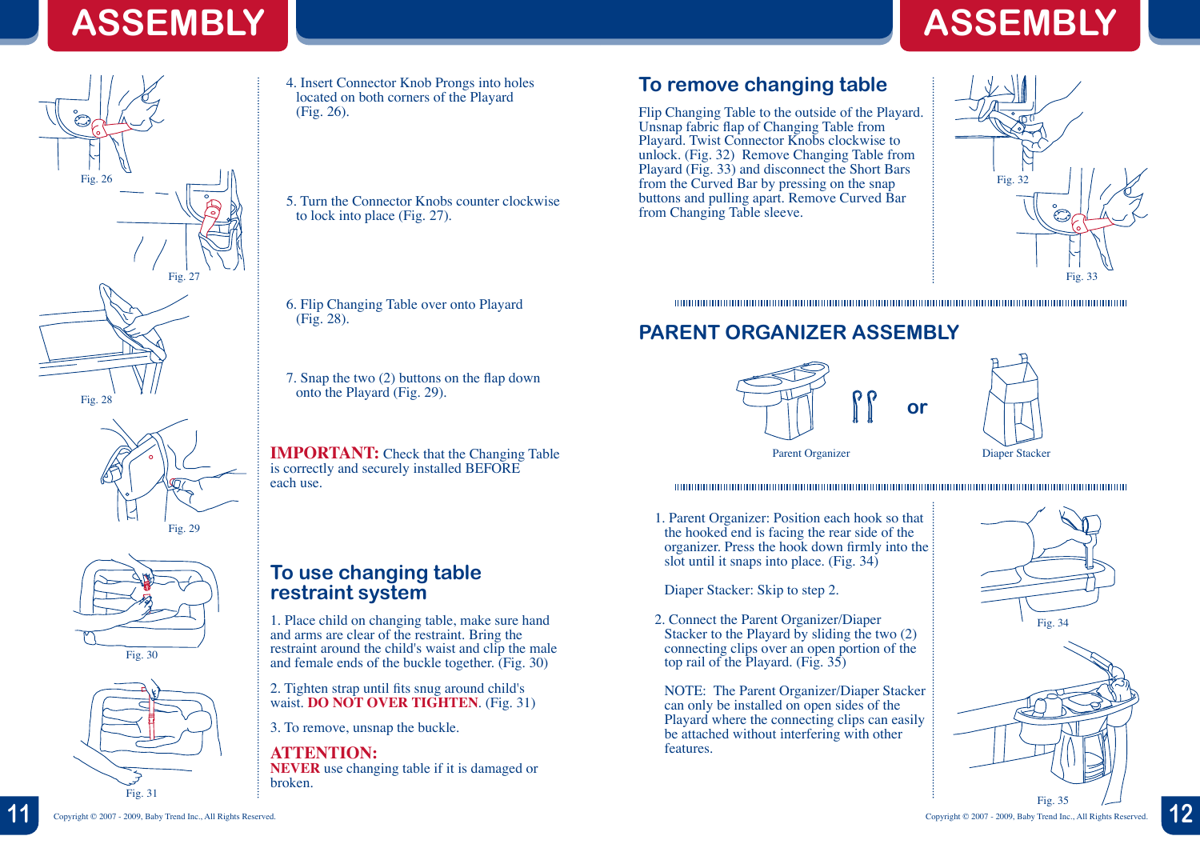# ASSEMBLY

4. Insert Connector Knob Prongs into holes located on both corners of the Playard (Fig. 26).

Fig. 26

5. Turn the Connector Knobs counter clockwise to lock into place (Fig. 27).

Fig. 27

6. Flip Changing Table over onto Playard (Fig. 28).

Fig. 28

7. Snap the two (2) buttons on the flap down onto the Playard (Fig. 29).

Fig. 29

**IMPORTANT:** Check that the Changing Table is correctly and securely installed BEFORE each use.

## To use changing table restraint system

1. Place child on changing table, make sure hand and arms are clear of the restraint. Bring the restraint around the child's waist and clip the male and female ends of the buckle together. (Fig. 30)

2. Tighten strap until fits snug around child's waist. **DO NOT OVER TIGHTEN**. (Fig. 31)

3. To remove, unsnap the buckle.

**ATTENTION:**
**NEVER** use changing table if it is damaged or broken.

Fig. 30

Fig. 31

## To remove changing table

Flip Changing Table to the outside of the Playard. Unsnap fabric flap of Changing Table from Playard. Twist Connector Knobs clockwise to unlock. (Fig. 32) Remove Changing Table from Playard (Fig. 33) and disconnect the Short Bars from the Curved Bar by pressing on the snap buttons and pulling apart. Remove Curved Bar from Changing Table sleeve.

Fig. 32

Fig. 33

## PARENT ORGANIZER ASSEMBLY

Parent Organizer **or** Diaper Stacker

1. Parent Organizer: Position each hook so that the hooked end is facing the rear side of the organizer. Press the hook down firmly into the slot until it snaps into place. (Fig. 34)

   Diaper Stacker: Skip to step 2.

2. Connect the Parent Organizer/Diaper Stacker to the Playard by sliding the two (2) connecting clips over an open portion of the top rail of the Playard. (Fig. 35)

   NOTE: The Parent Organizer/Diaper Stacker can only be installed on open sides of the Playard where the connecting clips can easily be attached without interfering with other features.

Fig. 34

Fig. 35

Copyright © 2007 - 2009, Baby Trend Inc., All Rights Reserved.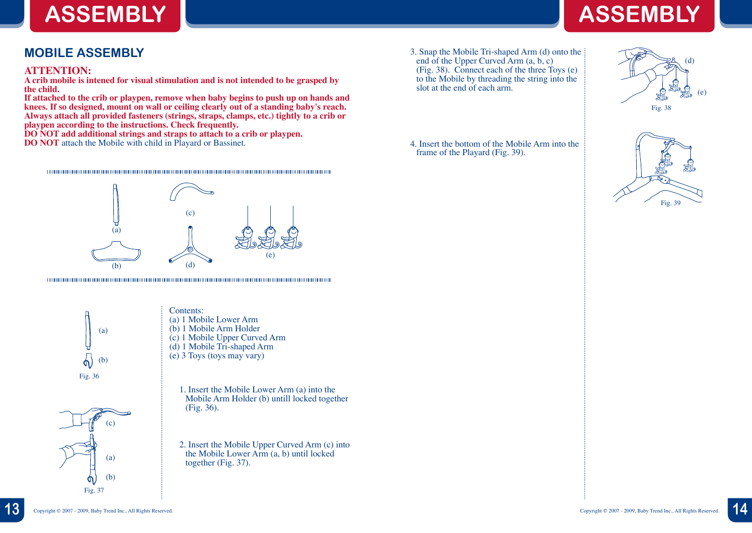## MOBILE ASSEMBLY

**ATTENTION:**

**A crib mobile is intened for visual stimulation and is not intended to be grasped by the child.**
**If attached to the crib or playpen, remove when baby begins to push up on hands and knees. If so designed, mount on wall or ceiling clearly out of a standing baby's reach. Always attach all provided fasteners (strings, straps, clamps, etc.) tightly to a crib or playpen according to the instructions. Check frequently.**
**DO NOT add additional strings and straps to attach to a crib or playpen.**
**DO NOT** attach the Mobile with child in Playard or Bassinet.

(a) (b) (c) (d) (e)

(a)
(b)
Fig. 36

Contents:
(a) 1 Mobile Lower Arm
(b) 1 Mobile Arm Holder
(c) 1 Mobile Upper Curved Arm
(d) 1 Mobile Tri-shaped Arm
(e) 3 Toys (toys may vary)

1. Insert the Mobile Lower Arm (a) into the Mobile Arm Holder (b) untill locked together (Fig. 36).

(c)
(a)
(b)
Fig. 37

2. Insert the Mobile Upper Curved Arm (c) into the Mobile Lower Arm (a, b) until locked together (Fig. 37).

3. Snap the Mobile Tri-shaped Arm (d) onto the end of the Upper Curved Arm (a, b, c) (Fig. 38). Connect each of the three Toys (e) to the Mobile by threading the string into the slot at the end of each arm.

(d)
(e)
Fig. 38

4. Insert the bottom of the Mobile Arm into the frame of the Playard (Fig. 39).

Fig. 39

Copyright © 2007 - 2009, Baby Trend Inc., All Rights Reserved.